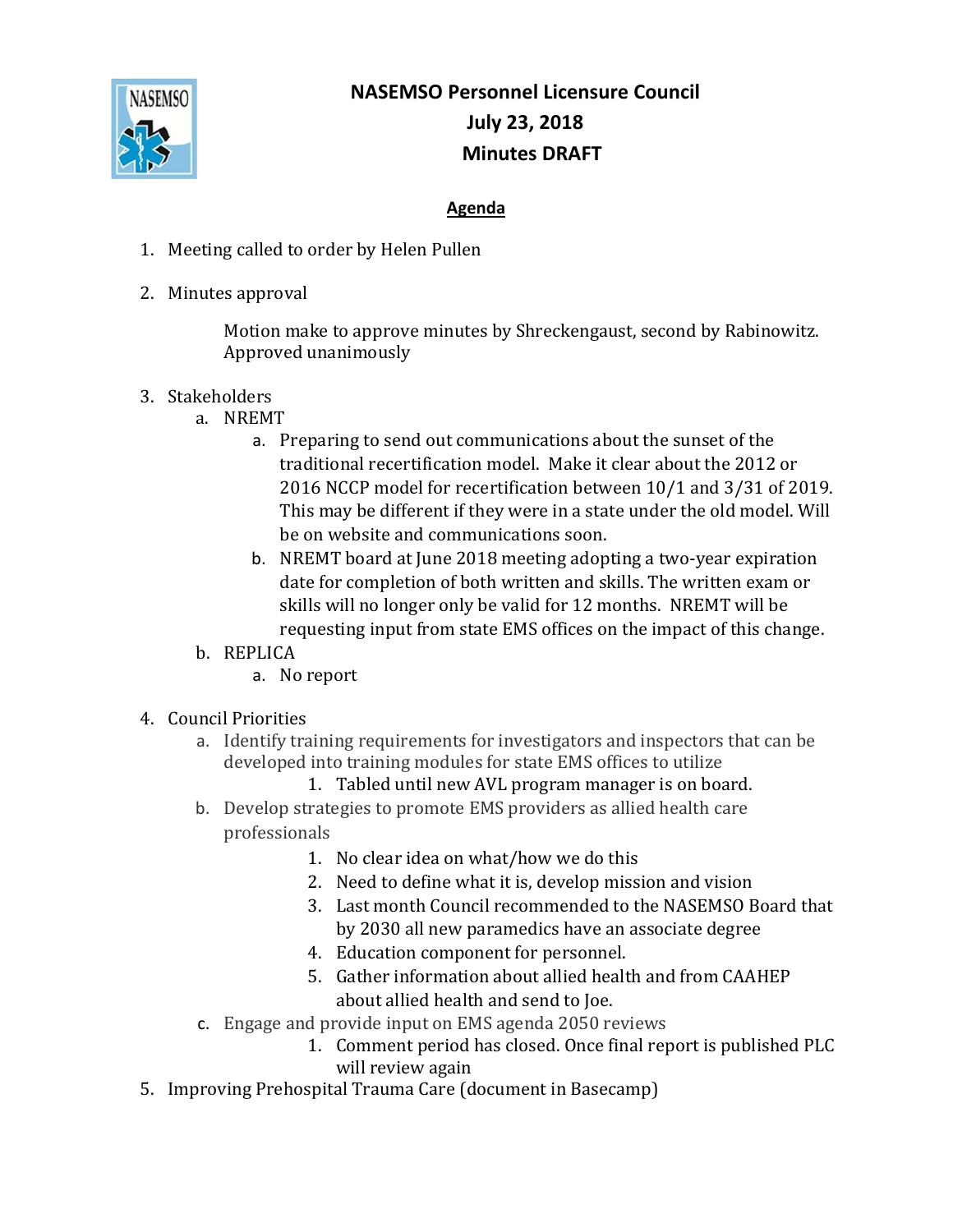# NASEMSO Personnel Licensure Council
## July 23, 2018
## Minutes DRAFT

**Agenda**

1. Meeting called to order by Helen Pullen

2. Minutes approval

   Motion make to approve minutes by Shreckengaust, second by Rabinowitz. Approved unanimously

3. Stakeholders
   a. NREMT
      a. Preparing to send out communications about the sunset of the traditional recertification model. Make it clear about the 2012 or 2016 NCCP model for recertification between 10/1 and 3/31 of 2019. This may be different if they were in a state under the old model. Will be on website and communications soon.
      b. NREMT board at June 2018 meeting adopting a two-year expiration date for completion of both written and skills. The written exam or skills will no longer only be valid for 12 months. NREMT will be requesting input from state EMS offices on the impact of this change.
   b. REPLICA
      a. No report

4. Council Priorities
   a. Identify training requirements for investigators and inspectors that can be developed into training modules for state EMS offices to utilize
      1. Tabled until new AVL program manager is on board.
   b. Develop strategies to promote EMS providers as allied health care professionals
      1. No clear idea on what/how we do this
      2. Need to define what it is, develop mission and vision
      3. Last month Council recommended to the NASEMSO Board that by 2030 all new paramedics have an associate degree
      4. Education component for personnel.
      5. Gather information about allied health and from CAAHEP about allied health and send to Joe.
   c. Engage and provide input on EMS agenda 2050 reviews
      1. Comment period has closed. Once final report is published PLC will review again

5. Improving Prehospital Trauma Care (document in Basecamp)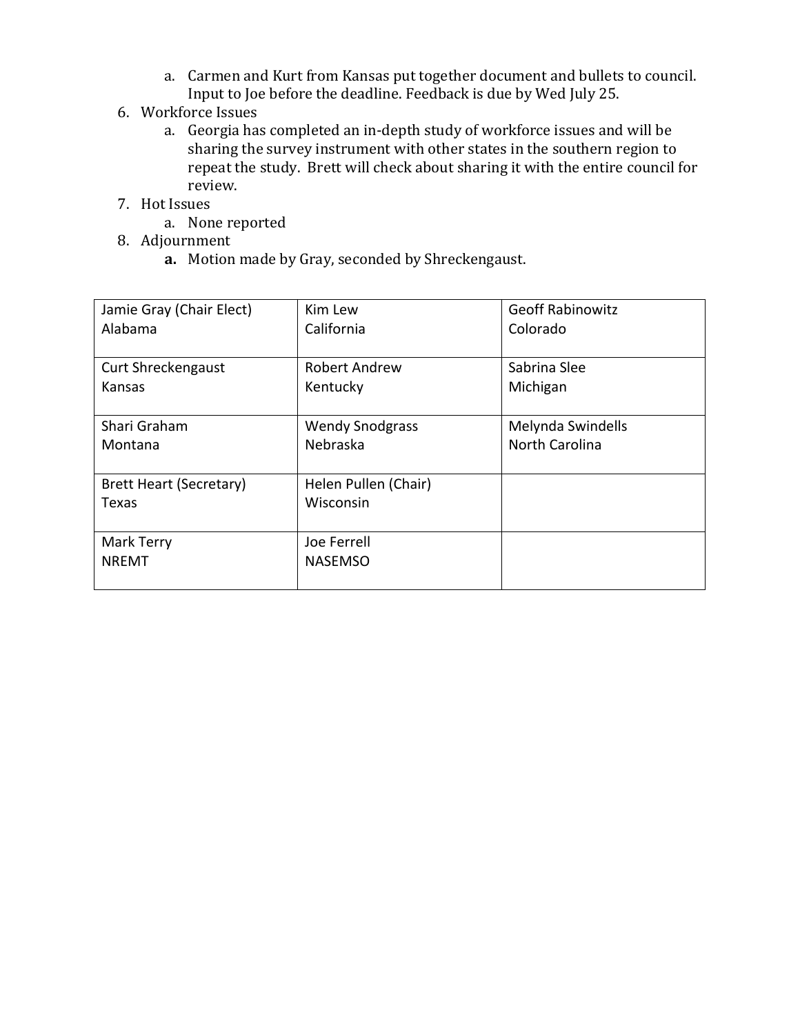a. Carmen and Kurt from Kansas put together document and bullets to council. Input to Joe before the deadline. Feedback is due by Wed July 25.

6. Workforce Issues
   a. Georgia has completed an in-depth study of workforce issues and will be sharing the survey instrument with other states in the southern region to repeat the study. Brett will check about sharing it with the entire council for review.
7. Hot Issues
   a. None reported
8. Adjournment
   **a.** Motion made by Gray, seconded by Shreckengaust.

| | | |
|---|---|---|
| Jamie Gray (Chair Elect)<br>Alabama | Kim Lew<br>California | Geoff Rabinowitz<br>Colorado |
| Curt Shreckengaust<br>Kansas | Robert Andrew<br>Kentucky | Sabrina Slee<br>Michigan |
| Shari Graham<br>Montana | Wendy Snodgrass<br>Nebraska | Melynda Swindells<br>North Carolina |
| Brett Heart (Secretary)<br>Texas | Helen Pullen (Chair)<br>Wisconsin | |
| Mark Terry<br>NREMT | Joe Ferrell<br>NASEMSO | |